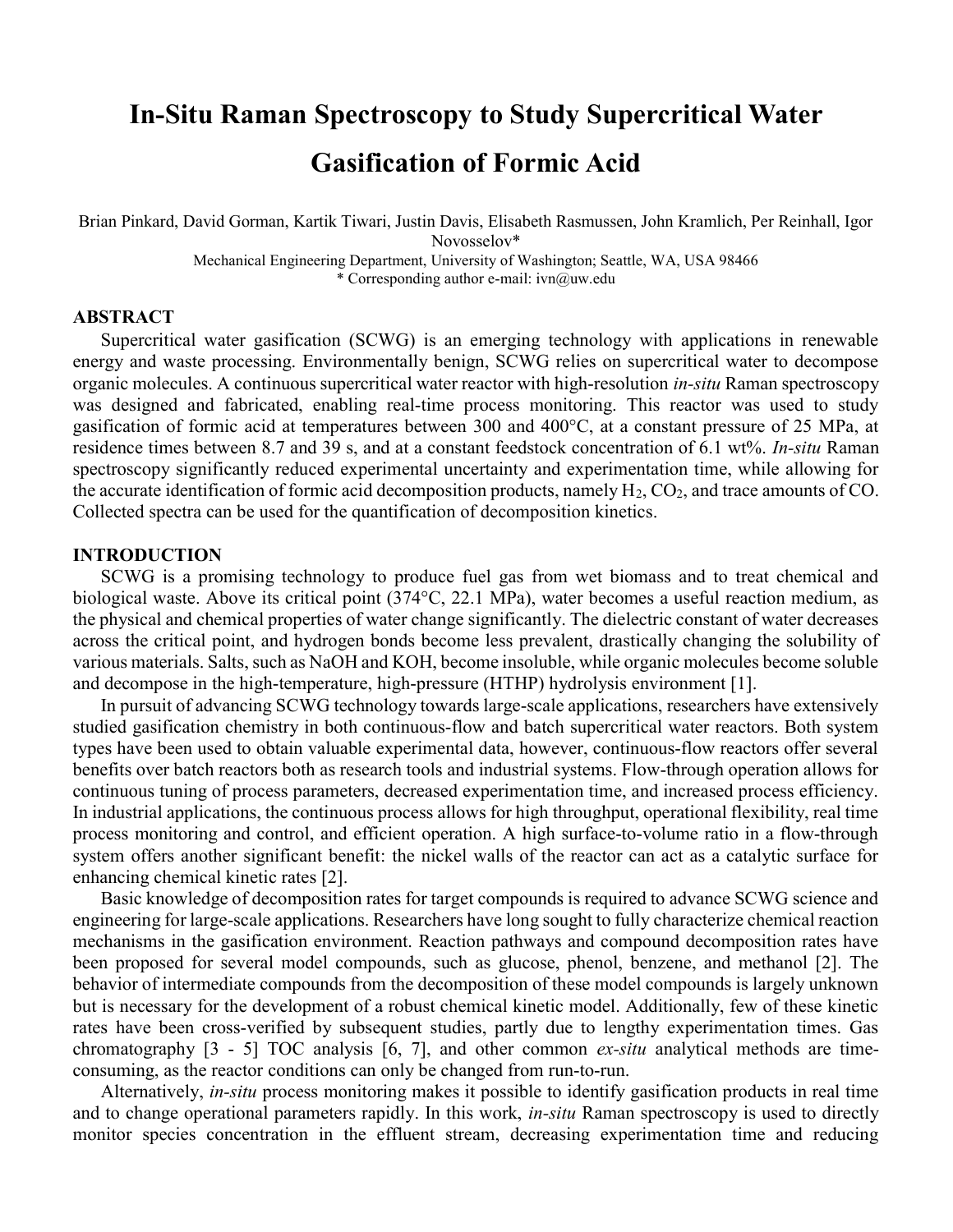# In-Situ Raman Spectroscopy to Study Supercritical Water Gasification of Formic Acid

Brian Pinkard, David Gorman, Kartik Tiwari, Justin Davis, Elisabeth Rasmussen, John Kramlich, Per Reinhall, Igor Novosselov*

Mechanical Engineering Department, University of Washington; Seattle, WA, USA 98466

\* Corresponding author e-mail: ivn@uw.edu

## ABSTRACT

Supercritical water gasification (SCWG) is an emerging technology with applications in renewable energy and waste processing. Environmentally benign, SCWG relies on supercritical water to decompose organic molecules. A continuous supercritical water reactor with high-resolution *in-situ* Raman spectroscopy was designed and fabricated, enabling real-time process monitoring. This reactor was used to study gasification of formic acid at temperatures between 300 and 400°C, at a constant pressure of 25 MPa, at residence times between 8.7 and 39 s, and at a constant feedstock concentration of 6.1 wt%. *In-situ* Raman spectroscopy significantly reduced experimental uncertainty and experimentation time, while allowing for the accurate identification of formic acid decomposition products, namely $H_2$, $CO_2$, and trace amounts of CO. Collected spectra can be used for the quantification of decomposition kinetics.

## INTRODUCTION

SCWG is a promising technology to produce fuel gas from wet biomass and to treat chemical and biological waste. Above its critical point (374°C, 22.1 MPa), water becomes a useful reaction medium, as the physical and chemical properties of water change significantly. The dielectric constant of water decreases across the critical point, and hydrogen bonds become less prevalent, drastically changing the solubility of various materials. Salts, such as NaOH and KOH, become insoluble, while organic molecules become soluble and decompose in the high-temperature, high-pressure (HTHP) hydrolysis environment [1].

In pursuit of advancing SCWG technology towards large-scale applications, researchers have extensively studied gasification chemistry in both continuous-flow and batch supercritical water reactors. Both system types have been used to obtain valuable experimental data, however, continuous-flow reactors offer several benefits over batch reactors both as research tools and industrial systems. Flow-through operation allows for continuous tuning of process parameters, decreased experimentation time, and increased process efficiency. In industrial applications, the continuous process allows for high throughput, operational flexibility, real time process monitoring and control, and efficient operation. A high surface-to-volume ratio in a flow-through system offers another significant benefit: the nickel walls of the reactor can act as a catalytic surface for enhancing chemical kinetic rates [2].

Basic knowledge of decomposition rates for target compounds is required to advance SCWG science and engineering for large-scale applications. Researchers have long sought to fully characterize chemical reaction mechanisms in the gasification environment. Reaction pathways and compound decomposition rates have been proposed for several model compounds, such as glucose, phenol, benzene, and methanol [2]. The behavior of intermediate compounds from the decomposition of these model compounds is largely unknown but is necessary for the development of a robust chemical kinetic model. Additionally, few of these kinetic rates have been cross-verified by subsequent studies, partly due to lengthy experimentation times. Gas chromatography [3 - 5] TOC analysis [6, 7], and other common *ex-situ* analytical methods are time-consuming, as the reactor conditions can only be changed from run-to-run.

Alternatively, *in-situ* process monitoring makes it possible to identify gasification products in real time and to change operational parameters rapidly. In this work, *in-situ* Raman spectroscopy is used to directly monitor species concentration in the effluent stream, decreasing experimentation time and reducing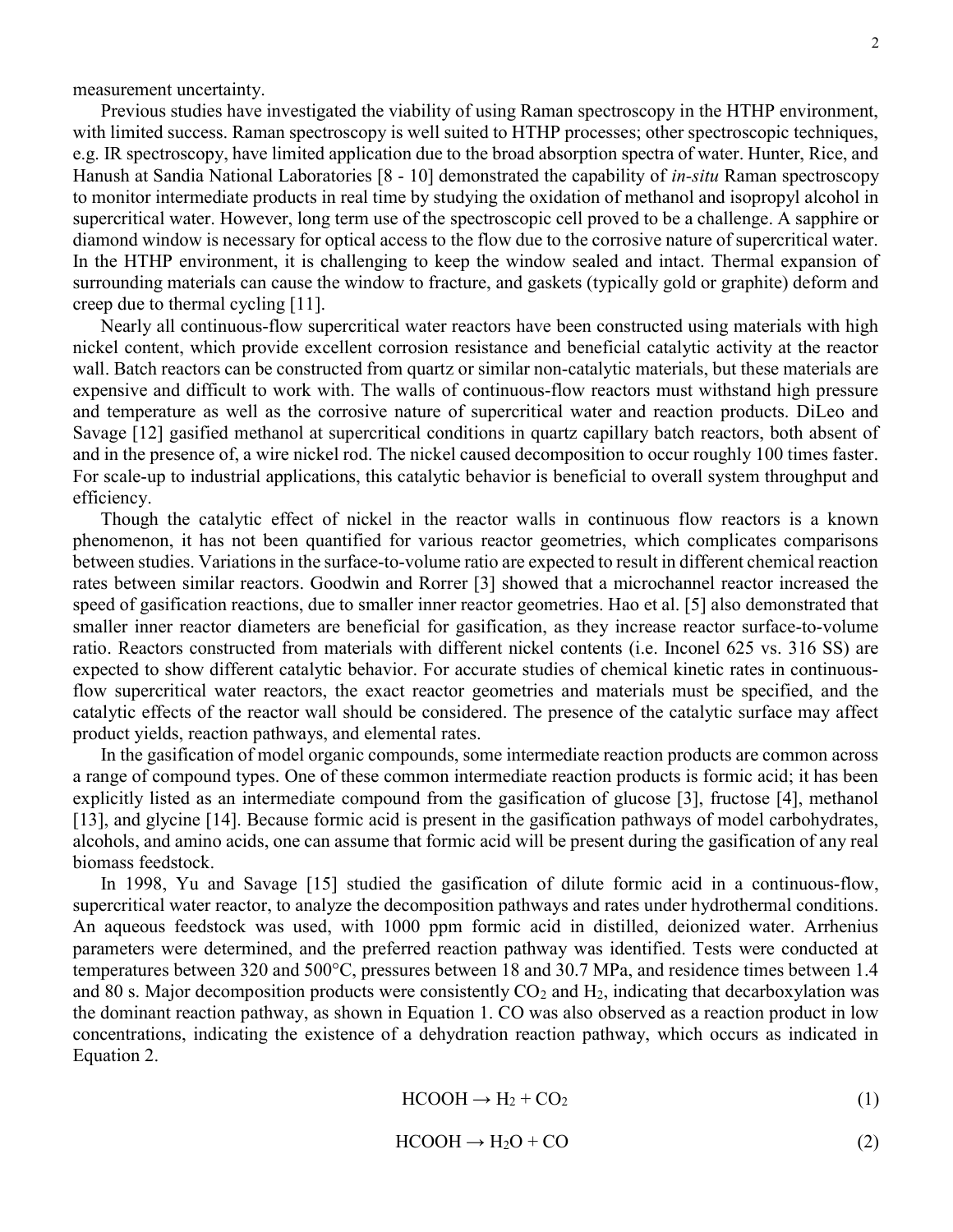measurement uncertainty.

Previous studies have investigated the viability of using Raman spectroscopy in the HTHP environment, with limited success. Raman spectroscopy is well suited to HTHP processes; other spectroscopic techniques, e.g. IR spectroscopy, have limited application due to the broad absorption spectra of water. Hunter, Rice, and Hanush at Sandia National Laboratories [8 - 10] demonstrated the capability of *in-situ* Raman spectroscopy to monitor intermediate products in real time by studying the oxidation of methanol and isopropyl alcohol in supercritical water. However, long term use of the spectroscopic cell proved to be a challenge. A sapphire or diamond window is necessary for optical access to the flow due to the corrosive nature of supercritical water. In the HTHP environment, it is challenging to keep the window sealed and intact. Thermal expansion of surrounding materials can cause the window to fracture, and gaskets (typically gold or graphite) deform and creep due to thermal cycling [11].

Nearly all continuous-flow supercritical water reactors have been constructed using materials with high nickel content, which provide excellent corrosion resistance and beneficial catalytic activity at the reactor wall. Batch reactors can be constructed from quartz or similar non-catalytic materials, but these materials are expensive and difficult to work with. The walls of continuous-flow reactors must withstand high pressure and temperature as well as the corrosive nature of supercritical water and reaction products. DiLeo and Savage [12] gasified methanol at supercritical conditions in quartz capillary batch reactors, both absent of and in the presence of, a wire nickel rod. The nickel caused decomposition to occur roughly 100 times faster. For scale-up to industrial applications, this catalytic behavior is beneficial to overall system throughput and efficiency.

Though the catalytic effect of nickel in the reactor walls in continuous flow reactors is a known phenomenon, it has not been quantified for various reactor geometries, which complicates comparisons between studies. Variations in the surface-to-volume ratio are expected to result in different chemical reaction rates between similar reactors. Goodwin and Rorrer [3] showed that a microchannel reactor increased the speed of gasification reactions, due to smaller inner reactor geometries. Hao et al. [5] also demonstrated that smaller inner reactor diameters are beneficial for gasification, as they increase reactor surface-to-volume ratio. Reactors constructed from materials with different nickel contents (i.e. Inconel 625 vs. 316 SS) are expected to show different catalytic behavior. For accurate studies of chemical kinetic rates in continuous-flow supercritical water reactors, the exact reactor geometries and materials must be specified, and the catalytic effects of the reactor wall should be considered. The presence of the catalytic surface may affect product yields, reaction pathways, and elemental rates.

In the gasification of model organic compounds, some intermediate reaction products are common across a range of compound types. One of these common intermediate reaction products is formic acid; it has been explicitly listed as an intermediate compound from the gasification of glucose [3], fructose [4], methanol [13], and glycine [14]. Because formic acid is present in the gasification pathways of model carbohydrates, alcohols, and amino acids, one can assume that formic acid will be present during the gasification of any real biomass feedstock.

In 1998, Yu and Savage [15] studied the gasification of dilute formic acid in a continuous-flow, supercritical water reactor, to analyze the decomposition pathways and rates under hydrothermal conditions. An aqueous feedstock was used, with 1000 ppm formic acid in distilled, deionized water. Arrhenius parameters were determined, and the preferred reaction pathway was identified. Tests were conducted at temperatures between 320 and 500°C, pressures between 18 and 30.7 MPa, and residence times between 1.4 and 80 s. Major decomposition products were consistently $CO_2$ and $H_2$, indicating that decarboxylation was the dominant reaction pathway, as shown in Equation 1. CO was also observed as a reaction product in low concentrations, indicating the existence of a dehydration reaction pathway, which occurs as indicated in Equation 2.

$$HCOOH \rightarrow H_2 + CO_2 \tag{1}$$

$$HCOOH \rightarrow H_2O + CO \tag{2}$$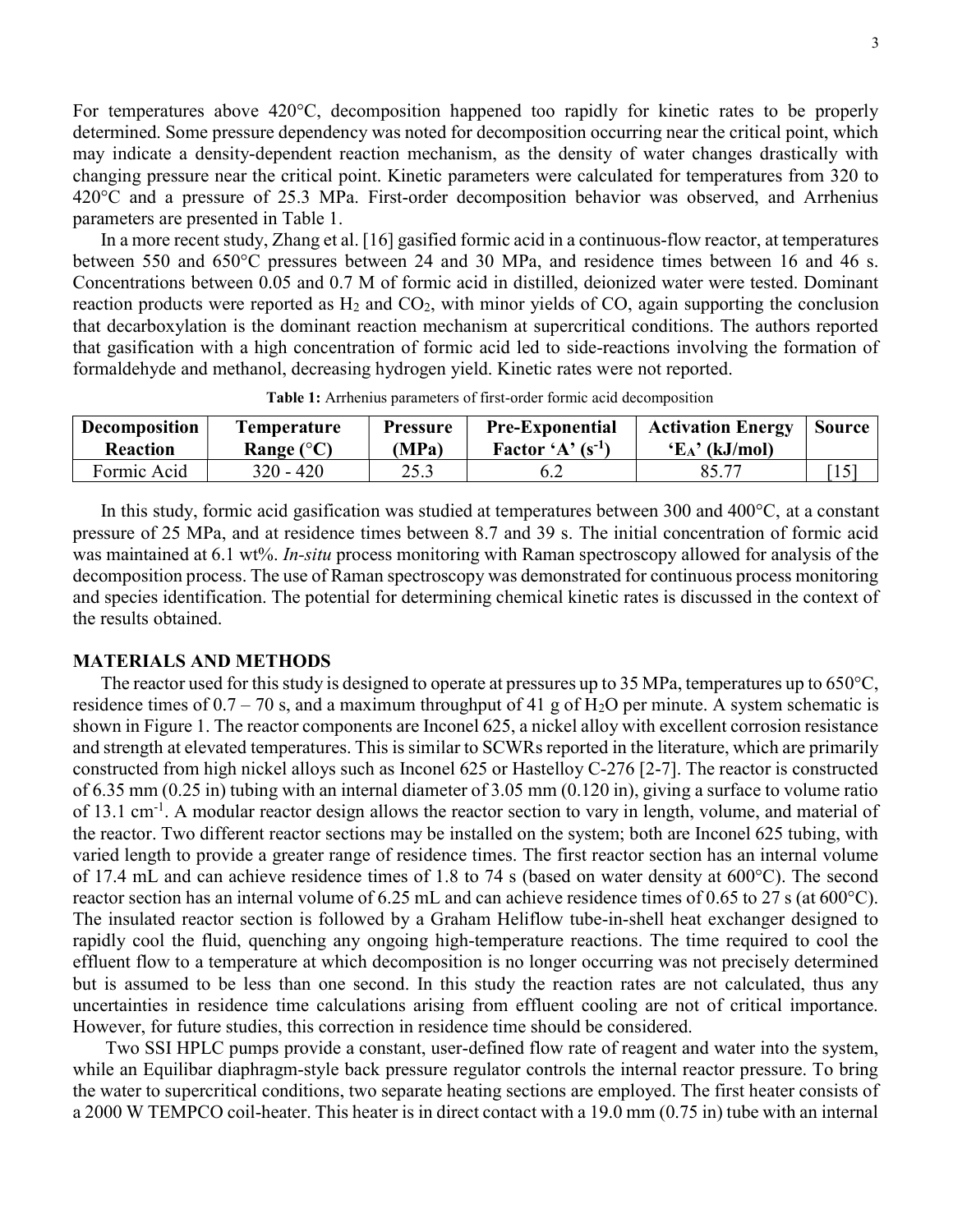For temperatures above 420°C, decomposition happened too rapidly for kinetic rates to be properly determined. Some pressure dependency was noted for decomposition occurring near the critical point, which may indicate a density-dependent reaction mechanism, as the density of water changes drastically with changing pressure near the critical point. Kinetic parameters were calculated for temperatures from 320 to 420°C and a pressure of 25.3 MPa. First-order decomposition behavior was observed, and Arrhenius parameters are presented in Table 1.

In a more recent study, Zhang et al. [16] gasified formic acid in a continuous-flow reactor, at temperatures between 550 and 650°C pressures between 24 and 30 MPa, and residence times between 16 and 46 s. Concentrations between 0.05 and 0.7 M of formic acid in distilled, deionized water were tested. Dominant reaction products were reported as $H_2$ and $CO_2$, with minor yields of CO, again supporting the conclusion that decarboxylation is the dominant reaction mechanism at supercritical conditions. The authors reported that gasification with a high concentration of formic acid led to side-reactions involving the formation of formaldehyde and methanol, decreasing hydrogen yield. Kinetic rates were not reported.

**Table 1:** Arrhenius parameters of first-order formic acid decomposition

| Decomposition Reaction | Temperature Range (°C) | Pressure (MPa) | Pre-Exponential Factor 'A' ($s^{-1}$) | Activation Energy '$E_A$' (kJ/mol) | Source |
|---|---|---|---|---|---|
| Formic Acid | 320 - 420 | 25.3 | 6.2 | 85.77 | [15] |

In this study, formic acid gasification was studied at temperatures between 300 and 400°C, at a constant pressure of 25 MPa, and at residence times between 8.7 and 39 s. The initial concentration of formic acid was maintained at 6.1 wt%. *In-situ* process monitoring with Raman spectroscopy allowed for analysis of the decomposition process. The use of Raman spectroscopy was demonstrated for continuous process monitoring and species identification. The potential for determining chemical kinetic rates is discussed in the context of the results obtained.

## MATERIALS AND METHODS

The reactor used for this study is designed to operate at pressures up to 35 MPa, temperatures up to 650°C, residence times of 0.7 – 70 s, and a maximum throughput of 41 g of $H_2O$ per minute. A system schematic is shown in Figure 1. The reactor components are Inconel 625, a nickel alloy with excellent corrosion resistance and strength at elevated temperatures. This is similar to SCWRs reported in the literature, which are primarily constructed from high nickel alloys such as Inconel 625 or Hastelloy C-276 [2-7]. The reactor is constructed of 6.35 mm (0.25 in) tubing with an internal diameter of 3.05 mm (0.120 in), giving a surface to volume ratio of 13.1 $cm^{-1}$. A modular reactor design allows the reactor section to vary in length, volume, and material of the reactor. Two different reactor sections may be installed on the system; both are Inconel 625 tubing, with varied length to provide a greater range of residence times. The first reactor section has an internal volume of 17.4 mL and can achieve residence times of 1.8 to 74 s (based on water density at 600°C). The second reactor section has an internal volume of 6.25 mL and can achieve residence times of 0.65 to 27 s (at 600°C). The insulated reactor section is followed by a Graham Heliflow tube-in-shell heat exchanger designed to rapidly cool the fluid, quenching any ongoing high-temperature reactions. The time required to cool the effluent flow to a temperature at which decomposition is no longer occurring was not precisely determined but is assumed to be less than one second. In this study the reaction rates are not calculated, thus any uncertainties in residence time calculations arising from effluent cooling are not of critical importance. However, for future studies, this correction in residence time should be considered.

Two SSI HPLC pumps provide a constant, user-defined flow rate of reagent and water into the system, while an Equilibar diaphragm-style back pressure regulator controls the internal reactor pressure. To bring the water to supercritical conditions, two separate heating sections are employed. The first heater consists of a 2000 W TEMPCO coil-heater. This heater is in direct contact with a 19.0 mm (0.75 in) tube with an internal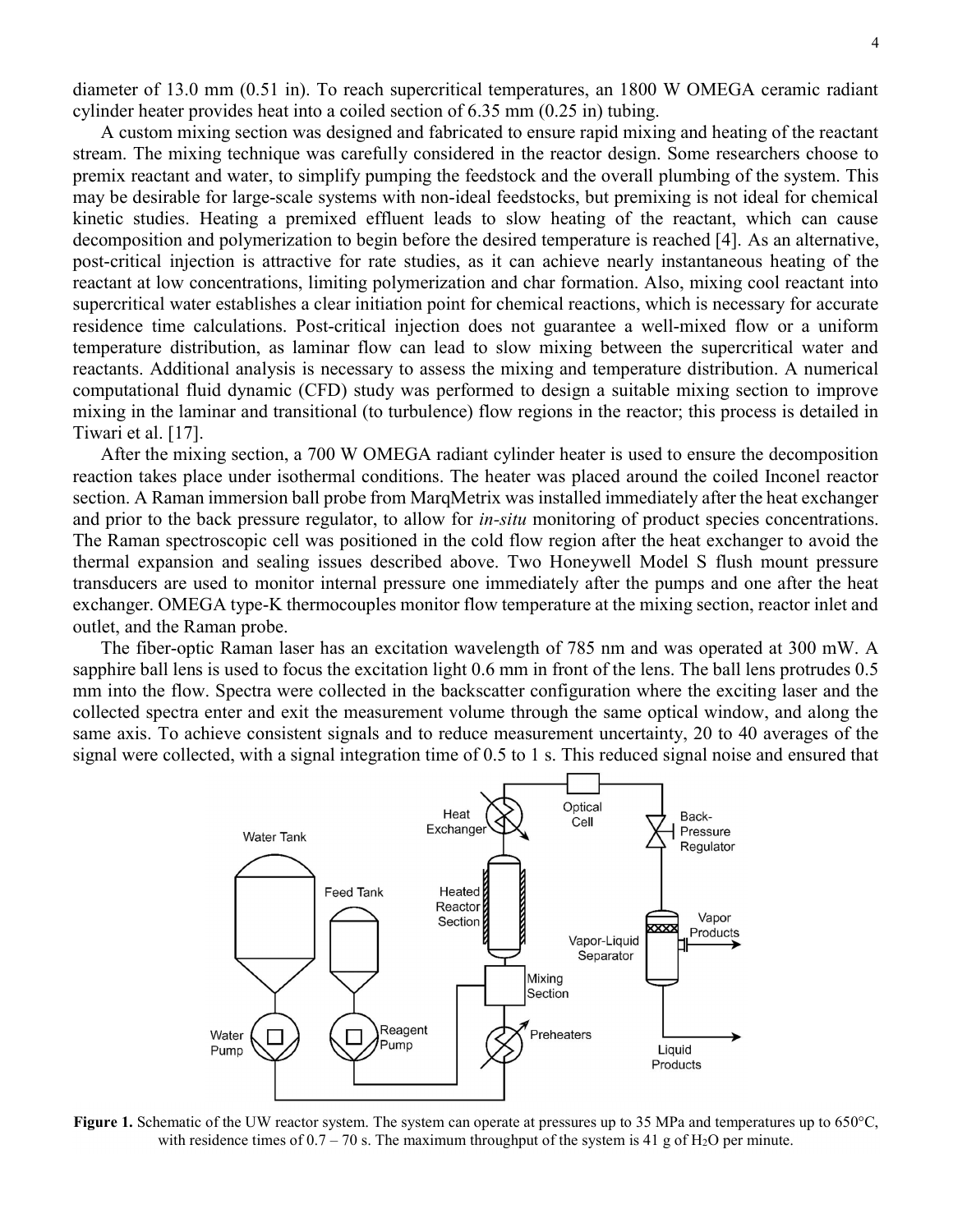diameter of 13.0 mm (0.51 in). To reach supercritical temperatures, an 1800 W OMEGA ceramic radiant cylinder heater provides heat into a coiled section of 6.35 mm (0.25 in) tubing.

A custom mixing section was designed and fabricated to ensure rapid mixing and heating of the reactant stream. The mixing technique was carefully considered in the reactor design. Some researchers choose to premix reactant and water, to simplify pumping the feedstock and the overall plumbing of the system. This may be desirable for large-scale systems with non-ideal feedstocks, but premixing is not ideal for chemical kinetic studies. Heating a premixed effluent leads to slow heating of the reactant, which can cause decomposition and polymerization to begin before the desired temperature is reached [4]. As an alternative, post-critical injection is attractive for rate studies, as it can achieve nearly instantaneous heating of the reactant at low concentrations, limiting polymerization and char formation. Also, mixing cool reactant into supercritical water establishes a clear initiation point for chemical reactions, which is necessary for accurate residence time calculations. Post-critical injection does not guarantee a well-mixed flow or a uniform temperature distribution, as laminar flow can lead to slow mixing between the supercritical water and reactants. Additional analysis is necessary to assess the mixing and temperature distribution. A numerical computational fluid dynamic (CFD) study was performed to design a suitable mixing section to improve mixing in the laminar and transitional (to turbulence) flow regions in the reactor; this process is detailed in Tiwari et al. [17].

After the mixing section, a 700 W OMEGA radiant cylinder heater is used to ensure the decomposition reaction takes place under isothermal conditions. The heater was placed around the coiled Inconel reactor section. A Raman immersion ball probe from MarqMetrix was installed immediately after the heat exchanger and prior to the back pressure regulator, to allow for *in-situ* monitoring of product species concentrations. The Raman spectroscopic cell was positioned in the cold flow region after the heat exchanger to avoid the thermal expansion and sealing issues described above. Two Honeywell Model S flush mount pressure transducers are used to monitor internal pressure one immediately after the pumps and one after the heat exchanger. OMEGA type-K thermocouples monitor flow temperature at the mixing section, reactor inlet and outlet, and the Raman probe.

The fiber-optic Raman laser has an excitation wavelength of 785 nm and was operated at 300 mW. A sapphire ball lens is used to focus the excitation light 0.6 mm in front of the lens. The ball lens protrudes 0.5 mm into the flow. Spectra were collected in the backscatter configuration where the exciting laser and the collected spectra enter and exit the measurement volume through the same optical window, and along the same axis. To achieve consistent signals and to reduce measurement uncertainty, 20 to 40 averages of the signal were collected, with a signal integration time of 0.5 to 1 s. This reduced signal noise and ensured that

**Figure 1.** Schematic of the UW reactor system. The system can operate at pressures up to 35 MPa and temperatures up to 650°C, with residence times of 0.7 – 70 s. The maximum throughput of the system is 41 g of $H_2O$ per minute.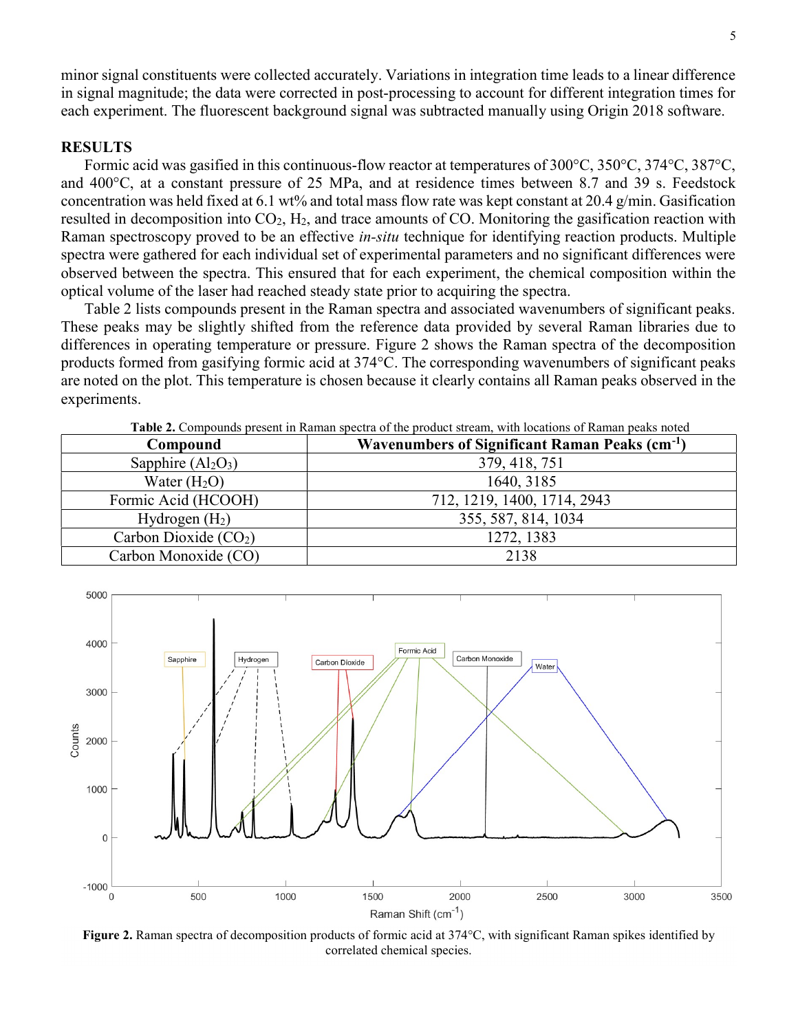minor signal constituents were collected accurately. Variations in integration time leads to a linear difference in signal magnitude; the data were corrected in post-processing to account for different integration times for each experiment. The fluorescent background signal was subtracted manually using Origin 2018 software.

## RESULTS

Formic acid was gasified in this continuous-flow reactor at temperatures of 300°C, 350°C, 374°C, 387°C, and 400°C, at a constant pressure of 25 MPa, and at residence times between 8.7 and 39 s. Feedstock concentration was held fixed at 6.1 wt% and total mass flow rate was kept constant at 20.4 g/min. Gasification resulted in decomposition into $CO_2$, $H_2$, and trace amounts of CO. Monitoring the gasification reaction with Raman spectroscopy proved to be an effective *in-situ* technique for identifying reaction products. Multiple spectra were gathered for each individual set of experimental parameters and no significant differences were observed between the spectra. This ensured that for each experiment, the chemical composition within the optical volume of the laser had reached steady state prior to acquiring the spectra.

Table 2 lists compounds present in the Raman spectra and associated wavenumbers of significant peaks. These peaks may be slightly shifted from the reference data provided by several Raman libraries due to differences in operating temperature or pressure. Figure 2 shows the Raman spectra of the decomposition products formed from gasifying formic acid at 374°C. The corresponding wavenumbers of significant peaks are noted on the plot. This temperature is chosen because it clearly contains all Raman peaks observed in the experiments.

**Table 2.** Compounds present in Raman spectra of the product stream, with locations of Raman peaks noted

| Compound | Wavenumbers of Significant Raman Peaks ($cm^{-1}$) |
|---|---|
| Sapphire ($Al_2O_3$) | 379, 418, 751 |
| Water ($H_2O$) | 1640, 3185 |
| Formic Acid (HCOOH) | 712, 1219, 1400, 1714, 2943 |
| Hydrogen ($H_2$) | 355, 587, 814, 1034 |
| Carbon Dioxide ($CO_2$) | 1272, 1383 |
| Carbon Monoxide (CO) | 2138 |

**Figure 2.** Raman spectra of decomposition products of formic acid at 374°C, with significant Raman spikes identified by correlated chemical species.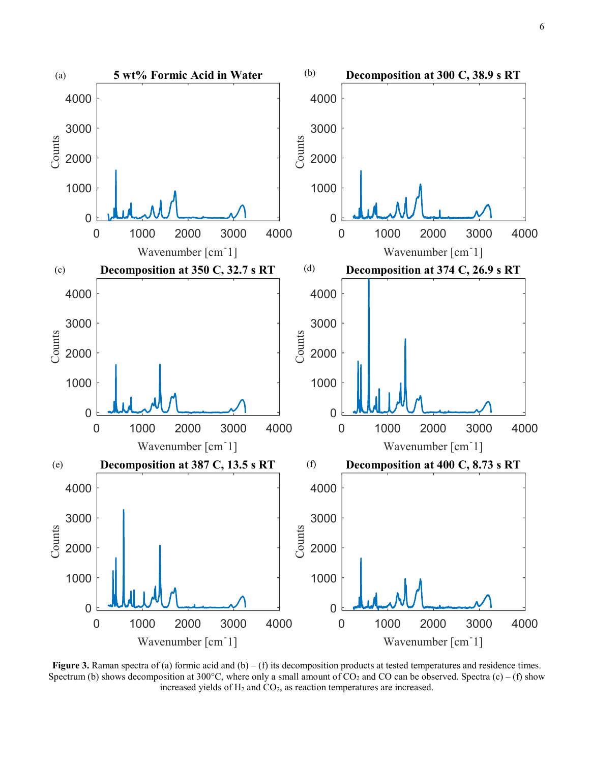**Figure 3.** Raman spectra of (a) formic acid and (b) – (f) its decomposition products at tested temperatures and residence times. Spectrum (b) shows decomposition at 300°C, where only a small amount of $CO_2$ and CO can be observed. Spectra (c) – (f) show increased yields of $H_2$ and $CO_2$, as reaction temperatures are increased.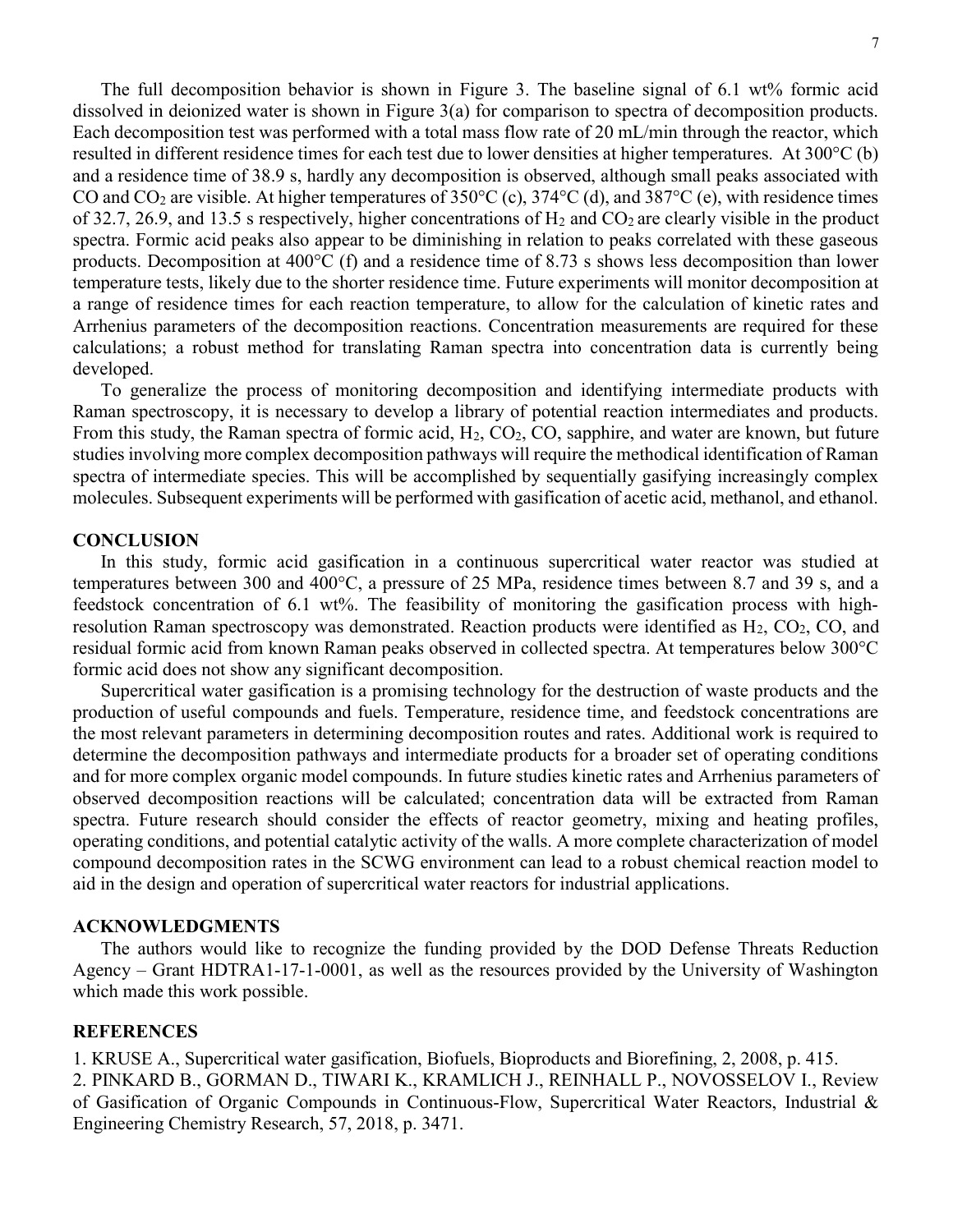The full decomposition behavior is shown in Figure 3. The baseline signal of 6.1 wt% formic acid dissolved in deionized water is shown in Figure 3(a) for comparison to spectra of decomposition products. Each decomposition test was performed with a total mass flow rate of 20 mL/min through the reactor, which resulted in different residence times for each test due to lower densities at higher temperatures. At 300°C (b) and a residence time of 38.9 s, hardly any decomposition is observed, although small peaks associated with CO and $CO_2$ are visible. At higher temperatures of 350°C (c), 374°C (d), and 387°C (e), with residence times of 32.7, 26.9, and 13.5 s respectively, higher concentrations of $H_2$ and $CO_2$ are clearly visible in the product spectra. Formic acid peaks also appear to be diminishing in relation to peaks correlated with these gaseous products. Decomposition at 400°C (f) and a residence time of 8.73 s shows less decomposition than lower temperature tests, likely due to the shorter residence time. Future experiments will monitor decomposition at a range of residence times for each reaction temperature, to allow for the calculation of kinetic rates and Arrhenius parameters of the decomposition reactions. Concentration measurements are required for these calculations; a robust method for translating Raman spectra into concentration data is currently being developed.

To generalize the process of monitoring decomposition and identifying intermediate products with Raman spectroscopy, it is necessary to develop a library of potential reaction intermediates and products. From this study, the Raman spectra of formic acid, $H_2$, $CO_2$, CO, sapphire, and water are known, but future studies involving more complex decomposition pathways will require the methodical identification of Raman spectra of intermediate species. This will be accomplished by sequentially gasifying increasingly complex molecules. Subsequent experiments will be performed with gasification of acetic acid, methanol, and ethanol.

## CONCLUSION

In this study, formic acid gasification in a continuous supercritical water reactor was studied at temperatures between 300 and 400°C, a pressure of 25 MPa, residence times between 8.7 and 39 s, and a feedstock concentration of 6.1 wt%. The feasibility of monitoring the gasification process with high-resolution Raman spectroscopy was demonstrated. Reaction products were identified as $H_2$, $CO_2$, CO, and residual formic acid from known Raman peaks observed in collected spectra. At temperatures below 300°C formic acid does not show any significant decomposition.

Supercritical water gasification is a promising technology for the destruction of waste products and the production of useful compounds and fuels. Temperature, residence time, and feedstock concentrations are the most relevant parameters in determining decomposition routes and rates. Additional work is required to determine the decomposition pathways and intermediate products for a broader set of operating conditions and for more complex organic model compounds. In future studies kinetic rates and Arrhenius parameters of observed decomposition reactions will be calculated; concentration data will be extracted from Raman spectra. Future research should consider the effects of reactor geometry, mixing and heating profiles, operating conditions, and potential catalytic activity of the walls. A more complete characterization of model compound decomposition rates in the SCWG environment can lead to a robust chemical reaction model to aid in the design and operation of supercritical water reactors for industrial applications.

## ACKNOWLEDGMENTS

The authors would like to recognize the funding provided by the DOD Defense Threats Reduction Agency – Grant HDTRA1-17-1-0001, as well as the resources provided by the University of Washington which made this work possible.

## REFERENCES

1. KRUSE A., Supercritical water gasification, Biofuels, Bioproducts and Biorefining, 2, 2008, p. 415.
2. PINKARD B., GORMAN D., TIWARI K., KRAMLICH J., REINHALL P., NOVOSSELOV I., Review of Gasification of Organic Compounds in Continuous-Flow, Supercritical Water Reactors, Industrial & Engineering Chemistry Research, 57, 2018, p. 3471.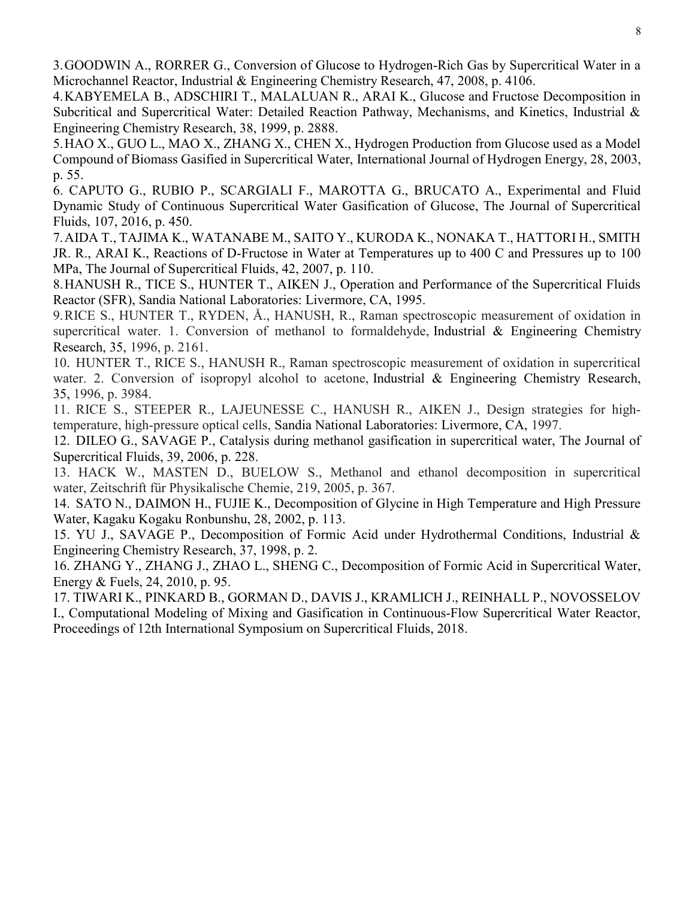3. GOODWIN A., RORRER G., Conversion of Glucose to Hydrogen-Rich Gas by Supercritical Water in a Microchannel Reactor, Industrial & Engineering Chemistry Research, 47, 2008, p. 4106.

4. KABYEMELA B., ADSCHIRI T., MALALUAN R., ARAI K., Glucose and Fructose Decomposition in Subcritical and Supercritical Water: Detailed Reaction Pathway, Mechanisms, and Kinetics, Industrial & Engineering Chemistry Research, 38, 1999, p. 2888.

5. HAO X., GUO L., MAO X., ZHANG X., CHEN X., Hydrogen Production from Glucose used as a Model Compound of Biomass Gasified in Supercritical Water, International Journal of Hydrogen Energy, 28, 2003, p. 55.

6. CAPUTO G., RUBIO P., SCARGIALI F., MAROTTA G., BRUCATO A., Experimental and Fluid Dynamic Study of Continuous Supercritical Water Gasification of Glucose, The Journal of Supercritical Fluids, 107, 2016, p. 450.

7. AIDA T., TAJIMA K., WATANABE M., SAITO Y., KURODA K., NONAKA T., HATTORI H., SMITH JR. R., ARAI K., Reactions of D-Fructose in Water at Temperatures up to 400 C and Pressures up to 100 MPa, The Journal of Supercritical Fluids, 42, 2007, p. 110.

8. HANUSH R., TICE S., HUNTER T., AIKEN J., Operation and Performance of the Supercritical Fluids Reactor (SFR), Sandia National Laboratories: Livermore, CA, 1995.

9. RICE S., HUNTER T., RYDEN, Å., HANUSH, R., Raman spectroscopic measurement of oxidation in supercritical water. 1. Conversion of methanol to formaldehyde, Industrial & Engineering Chemistry Research, 35, 1996, p. 2161.

10. HUNTER T., RICE S., HANUSH R., Raman spectroscopic measurement of oxidation in supercritical water. 2. Conversion of isopropyl alcohol to acetone, Industrial & Engineering Chemistry Research, 35, 1996, p. 3984.

11. RICE S., STEEPER R., LAJEUNESSE C., HANUSH R., AIKEN J., Design strategies for high-temperature, high-pressure optical cells, Sandia National Laboratories: Livermore, CA, 1997.

12. DILEO G., SAVAGE P., Catalysis during methanol gasification in supercritical water, The Journal of Supercritical Fluids, 39, 2006, p. 228.

13. HACK W., MASTEN D., BUELOW S., Methanol and ethanol decomposition in supercritical water, Zeitschrift für Physikalische Chemie, 219, 2005, p. 367.

14. SATO N., DAIMON H., FUJIE K., Decomposition of Glycine in High Temperature and High Pressure Water, Kagaku Kogaku Ronbunshu, 28, 2002, p. 113.

15. YU J., SAVAGE P., Decomposition of Formic Acid under Hydrothermal Conditions, Industrial & Engineering Chemistry Research, 37, 1998, p. 2.

16. ZHANG Y., ZHANG J., ZHAO L., SHENG C., Decomposition of Formic Acid in Supercritical Water, Energy & Fuels, 24, 2010, p. 95.

17. TIWARI K., PINKARD B., GORMAN D., DAVIS J., KRAMLICH J., REINHALL P., NOVOSSELOV I., Computational Modeling of Mixing and Gasification in Continuous-Flow Supercritical Water Reactor, Proceedings of 12th International Symposium on Supercritical Fluids, 2018.